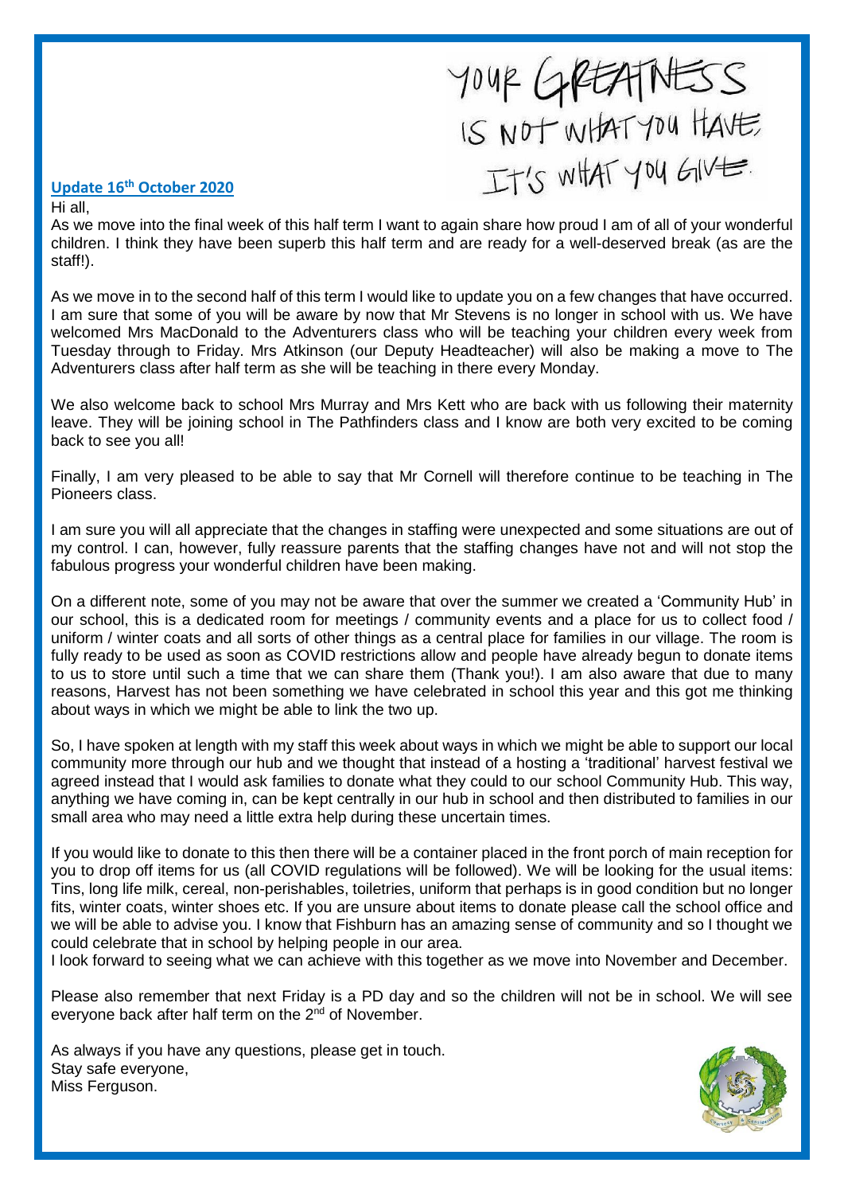YOUR GREATNESS IS NOT WHAT YOU HAVE, IT'S WHAT YOU GIVE.

**Update 16th October 2020**

Hi all,

As we move into the final week of this half term I want to again share how proud I am of all of your wonderful children. I think they have been superb this half term and are ready for a well-deserved break (as are the staff!).

As we move in to the second half of this term I would like to update you on a few changes that have occurred. I am sure that some of you will be aware by now that Mr Stevens is no longer in school with us. We have welcomed Mrs MacDonald to the Adventurers class who will be teaching your children every week from Tuesday through to Friday. Mrs Atkinson (our Deputy Headteacher) will also be making a move to The Adventurers class after half term as she will be teaching in there every Monday.

We also welcome back to school Mrs Murray and Mrs Kett who are back with us following their maternity leave. They will be joining school in The Pathfinders class and I know are both very excited to be coming back to see you all!

Finally, I am very pleased to be able to say that Mr Cornell will therefore continue to be teaching in The Pioneers class.

I am sure you will all appreciate that the changes in staffing were unexpected and some situations are out of my control. I can, however, fully reassure parents that the staffing changes have not and will not stop the fabulous progress your wonderful children have been making.

On a different note, some of you may not be aware that over the summer we created a 'Community Hub' in our school, this is a dedicated room for meetings / community events and a place for us to collect food / uniform / winter coats and all sorts of other things as a central place for families in our village. The room is fully ready to be used as soon as COVID restrictions allow and people have already begun to donate items to us to store until such a time that we can share them (Thank you!). I am also aware that due to many reasons, Harvest has not been something we have celebrated in school this year and this got me thinking about ways in which we might be able to link the two up.

So, I have spoken at length with my staff this week about ways in which we might be able to support our local community more through our hub and we thought that instead of a hosting a 'traditional' harvest festival we agreed instead that I would ask families to donate what they could to our school Community Hub. This way, anything we have coming in, can be kept centrally in our hub in school and then distributed to families in our small area who may need a little extra help during these uncertain times.

If you would like to donate to this then there will be a container placed in the front porch of main reception for you to drop off items for us (all COVID regulations will be followed). We will be looking for the usual items: Tins, long life milk, cereal, non-perishables, toiletries, uniform that perhaps is in good condition but no longer fits, winter coats, winter shoes etc. If you are unsure about items to donate please call the school office and we will be able to advise you. I know that Fishburn has an amazing sense of community and so I thought we could celebrate that in school by helping people in our area.

I look forward to seeing what we can achieve with this together as we move into November and December.

Please also remember that next Friday is a PD day and so the children will not be in school. We will see everyone back after half term on the 2nd of November.

As always if you have any questions, please get in touch.

Stay safe everyone,

Miss Ferguson.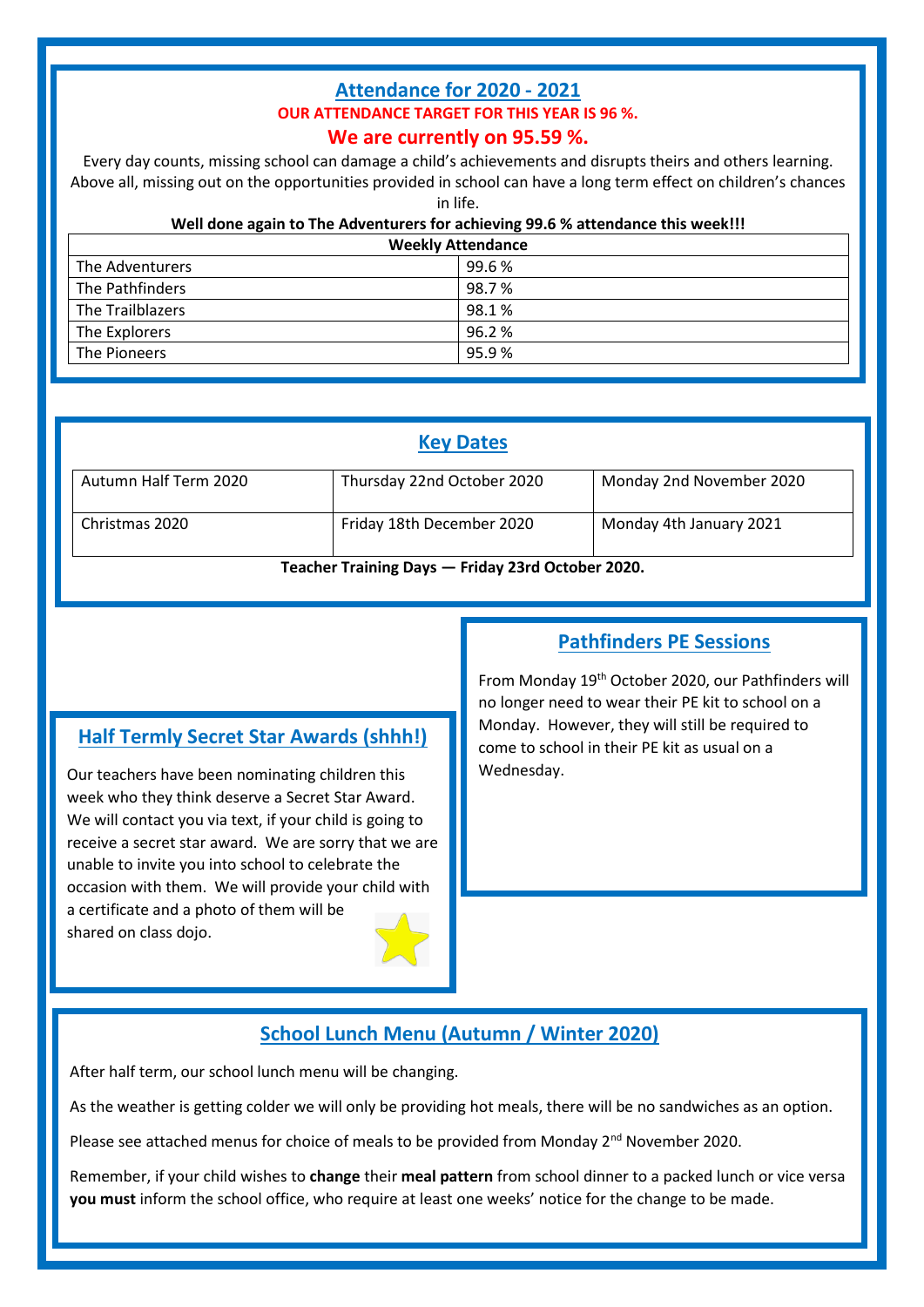## Attendance for 2020 - 2021

**OUR ATTENDANCE TARGET FOR THIS YEAR IS 96 %.**

**We are currently on 95.59 %.**

Every day counts, missing school can damage a child's achievements and disrupts theirs and others learning. Above all, missing out on the opportunities provided in school can have a long term effect on children's chances in life.

**Well done again to The Adventurers for achieving 99.6 % attendance this week!!!**

| Weekly Attendance | |
|---|---|
| The Adventurers | 99.6 % |
| The Pathfinders | 98.7 % |
| The Trailblazers | 98.1 % |
| The Explorers | 96.2 % |
| The Pioneers | 95.9 % |

## Key Dates

| | | |
|---|---|---|
| Autumn Half Term 2020 | Thursday 22nd October 2020 | Monday 2nd November 2020 |
| Christmas 2020 | Friday 18th December 2020 | Monday 4th January 2021 |

**Teacher Training Days — Friday 23rd October 2020.**

## Half Termly Secret Star Awards (shhh!)

Our teachers have been nominating children this week who they think deserve a Secret Star Award. We will contact you via text, if your child is going to receive a secret star award. We are sorry that we are unable to invite you into school to celebrate the occasion with them. We will provide your child with a certificate and a photo of them will be shared on class dojo.

## Pathfinders PE Sessions

From Monday 19th October 2020, our Pathfinders will no longer need to wear their PE kit to school on a Monday. However, they will still be required to come to school in their PE kit as usual on a Wednesday.

## School Lunch Menu (Autumn / Winter 2020)

After half term, our school lunch menu will be changing.

As the weather is getting colder we will only be providing hot meals, there will be no sandwiches as an option.

Please see attached menus for choice of meals to be provided from Monday 2nd November 2020.

Remember, if your child wishes to **change** their **meal pattern** from school dinner to a packed lunch or vice versa **you must** inform the school office, who require at least one weeks' notice for the change to be made.